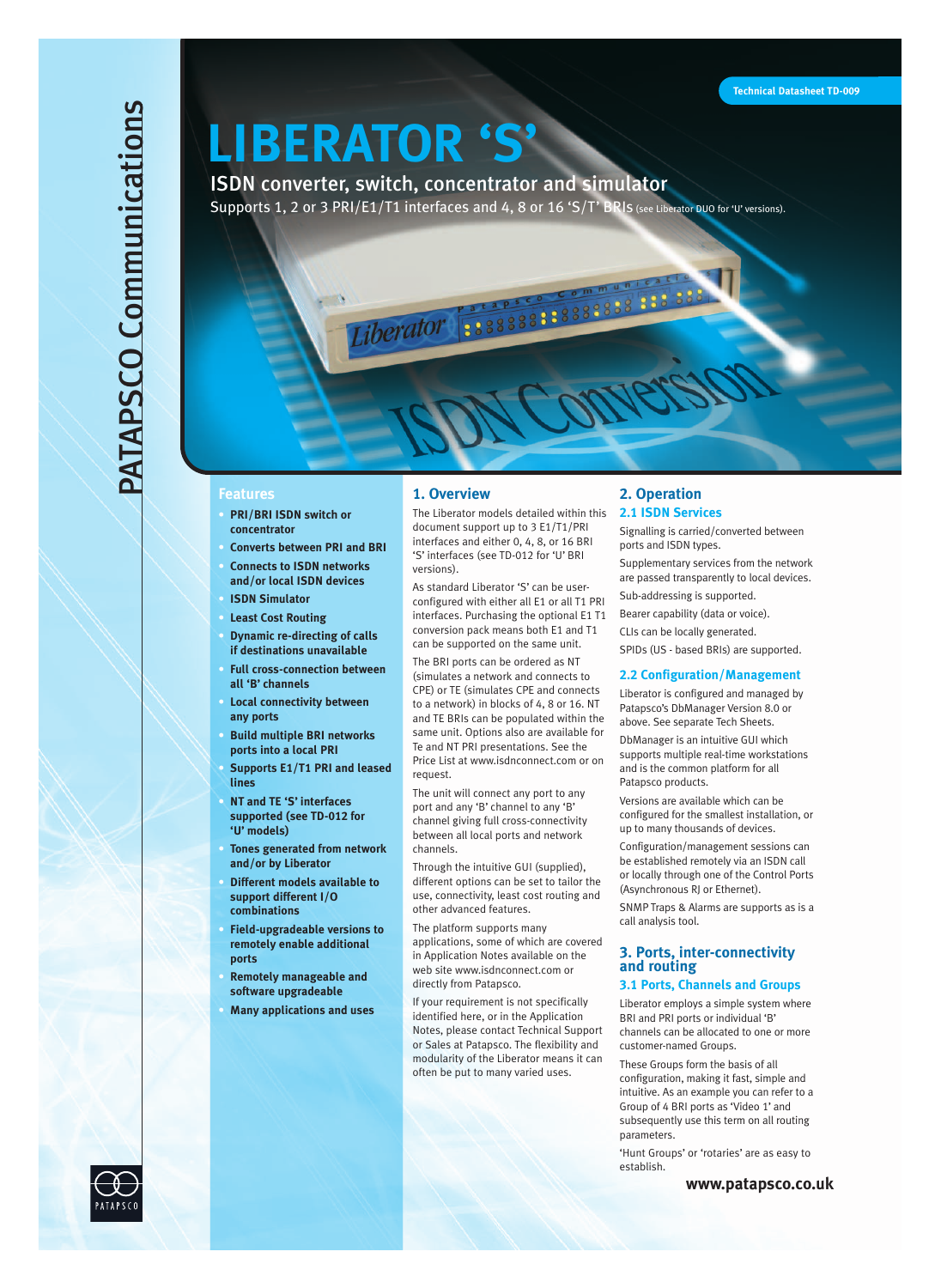Technical Datasheet TD-009

# LIBERATOR 'S'

## ISDN converter, switch, concentrator and simulator

Supports 1, 2 or 3 PRI/E1/T1 interfaces and 4, 8 or 16 'S/T' BRIs (see Liberator DUO for 'U' versions).

### Features

- PRI/BRI ISDN switch or concentrator
- Converts between PRI and BRI
- Connects to ISDN networks and/or local ISDN devices
- ISDN Simulator
- Least Cost Routing
- Dynamic re-directing of calls if destinations unavailable
- Full cross-connection between all 'B' channels
- Local connectivity between any ports
- Build multiple BRI networks ports into a local PRI
- Supports E1/T1 PRI and leased lines
- NT and TE 'S' interfaces supported (see TD-012 for 'U' models)
- Tones generated from network and/or by Liberator
- Different models available to support different I/O combinations
- Field-upgradeable versions to remotely enable additional ports
- Remotely manageable and software upgradeable
- Many applications and uses

## 1. Overview

The Liberator models detailed within this document support up to 3 E1/T1/PRI interfaces and either 0, 4, 8, or 16 BRI 'S' interfaces (see TD-012 for 'U' BRI versions).

As standard Liberator 'S' can be user-configured with either all E1 or all T1 PRI interfaces. Purchasing the optional E1 T1 conversion pack means both E1 and T1 can be supported on the same unit.

The BRI ports can be ordered as NT (simulates a network and connects to CPE) or TE (simulates CPE and connects to a network) in blocks of 4, 8 or 16. NT and TE BRIs can be populated within the same unit. Options also are available for Te and NT PRI presentations. See the Price List at www.isdnconnect.com or on request.

The unit will connect any port to any port and any 'B' channel to any 'B' channel giving full cross-connectivity between all local ports and network channels.

Through the intuitive GUI (supplied), different options can be set to tailor the use, connectivity, least cost routing and other advanced features.

The platform supports many applications, some of which are covered in Application Notes available on the web site www.isdnconnect.com or directly from Patapsco.

If your requirement is not specifically identified here, or in the Application Notes, please contact Technical Support or Sales at Patapsco. The flexibility and modularity of the Liberator means it can often be put to many varied uses.

## 2. Operation

### 2.1 ISDN Services

Signalling is carried/converted between ports and ISDN types.

Supplementary services from the network are passed transparently to local devices.

Sub-addressing is supported.

Bearer capability (data or voice).

CLIs can be locally generated.

SPIDs (US - based BRIs) are supported.

### 2.2 Configuration/Management

Liberator is configured and managed by Patapsco's DbManager Version 8.0 or above. See separate Tech Sheets.

DbManager is an intuitive GUI which supports multiple real-time workstations and is the common platform for all Patapsco products.

Versions are available which can be configured for the smallest installation, or up to many thousands of devices.

Configuration/management sessions can be established remotely via an ISDN call or locally through one of the Control Ports (Asynchronous RJ or Ethernet).

SNMP Traps & Alarms are supports as is a call analysis tool.

## 3. Ports, inter-connectivity and routing

### 3.1 Ports, Channels and Groups

Liberator employs a simple system where BRI and PRI ports or individual 'B' channels can be allocated to one or more customer-named Groups.

These Groups form the basis of all configuration, making it fast, simple and intuitive. As an example you can refer to a Group of 4 BRI ports as 'Video 1' and subsequently use this term on all routing parameters.

'Hunt Groups' or 'rotaries' are as easy to establish.

www.patapsco.co.uk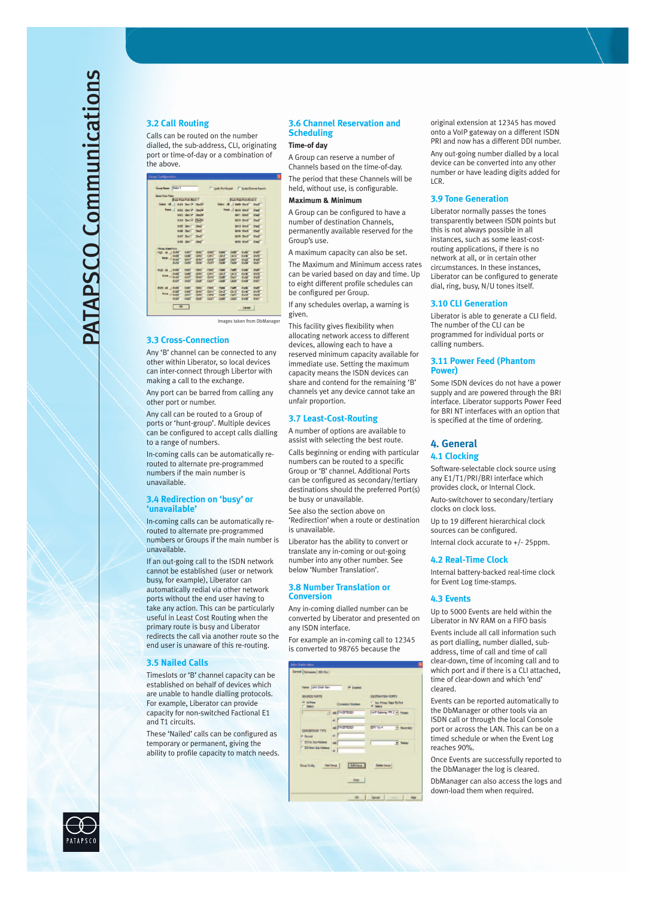## 3.2 Call Routing

Calls can be routed on the number dialled, the sub-address, CLI, originating port or time-of-day or a combination of the above.

Images taken from DbManager

## 3.3 Cross-Connection

Any 'B' channel can be connected to any other within Liberator, so local devices can inter-connect through Libertor with making a call to the exchange.

Any port can be barred from calling any other port or number.

Any call can be routed to a Group of ports or 'hunt-group'. Multiple devices can be configured to accept calls dialling to a range of numbers.

In-coming calls can be automatically re-routed to alternate pre-programmed numbers if the main number is unavailable.

## 3.4 Redirection on 'busy' or 'unavailable'

In-coming calls can be automatically re-routed to alternate pre-programmed numbers or Groups if the main number is unavailable.

If an out-going call to the ISDN network cannot be established (user or network busy, for example), Liberator can automatically redial via other network ports without the end user having to take any action. This can be particularly useful in Least Cost Routing when the primary route is busy and Liberator redirects the call via another route so the end user is unaware of this re-routing.

## 3.5 Nailed Calls

Timeslots or 'B' channel capacity can be established on behalf of devices which are unable to handle dialling protocols. For example, Liberator can provide capacity for non-switched Factional E1 and T1 circuits.

These 'Nailed' calls can be configured as temporary or permanent, giving the ability to profile capacity to match needs.

## 3.6 Channel Reservation and Scheduling

**Time-of day**

A Group can reserve a number of Channels based on the time-of-day.

The period that these Channels will be held, without use, is configurable.

**Maximum & Minimum**

A Group can be configured to have a number of destination Channels, permanently available reserved for the Group's use.

A maximum capacity can also be set.

The Maximum and Minimum access rates can be varied based on day and time. Up to eight different profile schedules can be configured per Group.

If any schedules overlap, a warning is given.

This facility gives flexibility when allocating network access to different devices, allowing each to have a reserved minimum capacity available for immediate use. Setting the maximum capacity means the ISDN devices can share and contend for the remaining 'B' channels yet any device cannot take an unfair proportion.

## 3.7 Least-Cost-Routing

A number of options are available to assist with selecting the best route.

Calls beginning or ending with particular numbers can be routed to a specific Group or 'B' channel. Additional Ports can be configured as secondary/tertiary destinations should the preferred Port(s) be busy or unavailable.

See also the section above on 'Redirection' when a route or destination is unavailable.

Liberator has the ability to convert or translate any in-coming or out-going number into any other number. See below 'Number Translation'.

## 3.8 Number Translation or Conversion

Any in-coming dialled number can be converted by Liberator and presented on any ISDN interface.

For example an in-coming call to 12345 is converted to 98765 because the original extension at 12345 has moved onto a VoIP gateway on a different ISDN PRI and now has a different DDI number.

Any out-going number dialled by a local device can be converted into any other number or have leading digits added for LCR.

## 3.9 Tone Generation

Liberator normally passes the tones transparently between ISDN points but this is not always possible in all instances, such as some least-cost-routing applications, if there is no network at all, or in certain other circumstances. In these instances, Liberator can be configured to generate dial, ring, busy, N/U tones itself.

## 3.10 CLI Generation

Liberator is able to generate a CLI field. The number of the CLI can be programmed for individual ports or calling numbers.

## 3.11 Power Feed (Phantom Power)

Some ISDN devices do not have a power supply and are powered through the BRI interface. Liberator supports Power Feed for BRI NT interfaces with an option that is specified at the time of ordering.

# 4. General

## 4.1 Clocking

Software-selectable clock source using any E1/T1/PRI/BRI interface which provides clock, or Internal Clock.

Auto-switchover to secondary/tertiary clocks on clock loss.

Up to 19 different hierarchical clock sources can be configured.

Internal clock accurate to +/- 25ppm.

## 4.2 Real-Time Clock

Internal battery-backed real-time clock for Event Log time-stamps.

## 4.3 Events

Up to 5000 Events are held within the Liberator in NV RAM on a FIFO basis

Events include all call information such as port dialling, number dialled, sub-address, time of call and time of call clear-down, time of incoming call and to which port and if there is a CLI attached, time of clear-down and which 'end' cleared.

Events can be reported automatically to the DbManager or other tools via an ISDN call or through the local Console port or across the LAN. This can be on a timed schedule or when the Event Log reaches 90%.

Once Events are successfully reported to the DbManager the log is cleared.

DbManager can also access the logs and down-load them when required.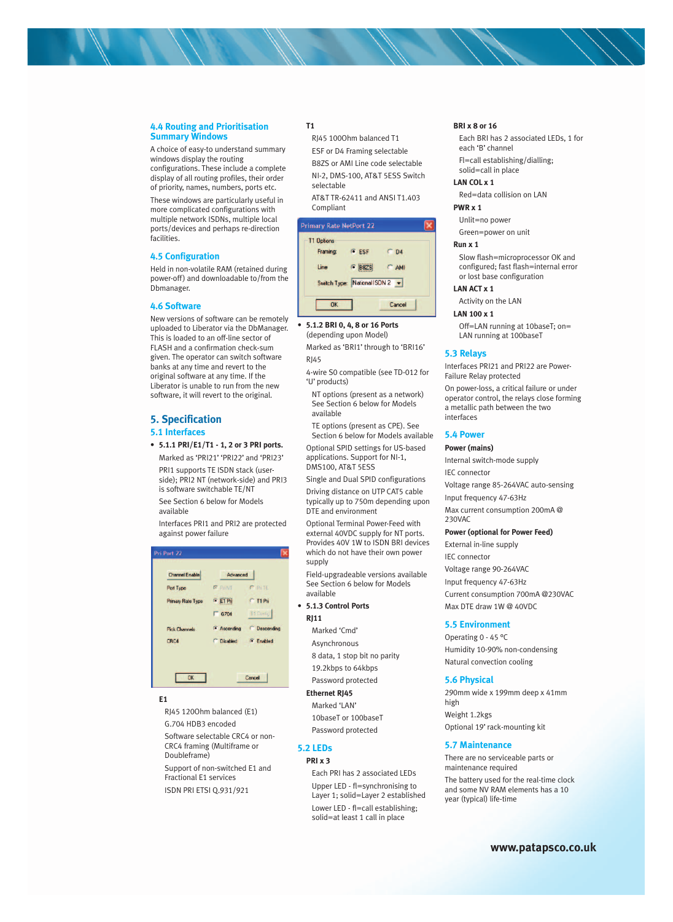## 4.4 Routing and Prioritisation Summary Windows

A choice of easy-to understand summary windows display the routing configurations. These include a complete display of all routing profiles, their order of priority, names, numbers, ports etc.

These windows are particularly useful in more complicated configurations with multiple network ISDNs, multiple local ports/devices and perhaps re-direction facilities.

## 4.5 Configuration

Held in non-volatile RAM (retained during power-off) and downloadable to/from the Dbmanager.

## 4.6 Software

New versions of software can be remotely uploaded to Liberator via the DbManager. This is loaded to an off-line sector of FLASH and a confirmation check-sum given. The operator can switch software banks at any time and revert to the original software at any time. If the Liberator is unable to run from the new software, it will revert to the original.

# 5. Specification

## 5.1 Interfaces

- **5.1.1 PRI/E1/T1 - 1, 2 or 3 PRI ports.**

  Marked as 'PRI21' 'PRI22' and 'PRI23'

  PRI1 supports TE ISDN stack (user-side); PRI2 NT (network-side) and PRI3 is software switchable TE/NT

  See Section 6 below for Models available

  Interfaces PRI1 and PRI2 are protected against power failure

**E1**

RJ45 120Ohm balanced (E1)

G.704 HDB3 encoded

Software selectable CRC4 or non-CRC4 framing (Multiframe or Doubleframe)

Support of non-switched E1 and Fractional E1 services

ISDN PRI ETSI Q.931/921

**T1**

RJ45 100Ohm balanced T1

ESF or D4 Framing selectable

B8ZS or AMI Line code selectable

NI-2, DMS-100, AT&T 5ESS Switch selectable

AT&T TR-62411 and ANSI T1.403 Compliant

- **5.1.2 BRI 0, 4, 8 or 16 Ports** (depending upon Model)

  Marked as 'BRI1' through to 'BRI16'

  RJ45

  4-wire S0 compatible (see TD-012 for 'U' products)

  NT options (present as a network) See Section 6 below for Models available

  TE options (present as CPE). See Section 6 below for Models available

  Optional SPID settings for US-based applications. Support for NI-1, DMS100, AT&T 5ESS

  Single and Dual SPID configurations

  Driving distance on UTP CAT5 cable typically up to 750m depending upon DTE and environment

  Optional Terminal Power-Feed with external 40VDC supply for NT ports. Provides 40V 1W to ISDN BRI devices which do not have their own power supply

  Field-upgradeable versions available See Section 6 below for Models available

- **5.1.3 Control Ports**

**RJ11**

Marked 'Cmd'

Asynchronous

8 data, 1 stop bit no parity

19.2kbps to 64kbps

Password protected

**Ethernet RJ45**

Marked 'LAN'

10baseT or 100baseT

Password protected

## 5.2 LEDs

**PRI x 3**

Each PRI has 2 associated LEDs

Upper LED - fl=synchronising to Layer 1; solid=Layer 2 established

Lower LED - fl=call establishing; solid=at least 1 call in place

**BRI x 8 or 16**

Each BRI has 2 associated LEDs, 1 for each 'B' channel

Fl=call establishing/dialling; solid=call in place

**LAN COL x 1**

Red=data collision on LAN

**PWR x 1**

Unlit=no power

Green=power on unit

**Run x 1**

Slow flash=microprocessor OK and configured; fast flash=internal error or lost base configuration

**LAN ACT x 1**

Activity on the LAN

**LAN 100 x 1**

Off=LAN running at 10baseT; on= LAN running at 100baseT

## 5.3 Relays

Interfaces PRI21 and PRI22 are Power-Failure Relay protected

On power-loss, a critical failure or under operator control, the relays close forming a metallic path between the two interfaces

## 5.4 Power

**Power (mains)**

Internal switch-mode supply

IEC connector

Voltage range 85-264VAC auto-sensing

Input frequency 47-63Hz

Max current consumption 200mA @ 230VAC

**Power (optional for Power Feed)**

External in-line supply

IEC connector

Voltage range 90-264VAC

Input frequency 47-63Hz

Current consumption 700mA @230VAC

Max DTE draw 1W @ 40VDC

## 5.5 Environment

Operating 0 - 45 °C

Humidity 10-90% non-condensing

Natural convection cooling

## 5.6 Physical

290mm wide x 199mm deep x 41mm high

Weight 1.2kgs

Optional 19" rack-mounting kit

## 5.7 Maintenance

There are no serviceable parts or maintenance required

The battery used for the real-time clock and some NV RAM elements has a 10 year (typical) life-time

**www.patapsco.co.uk**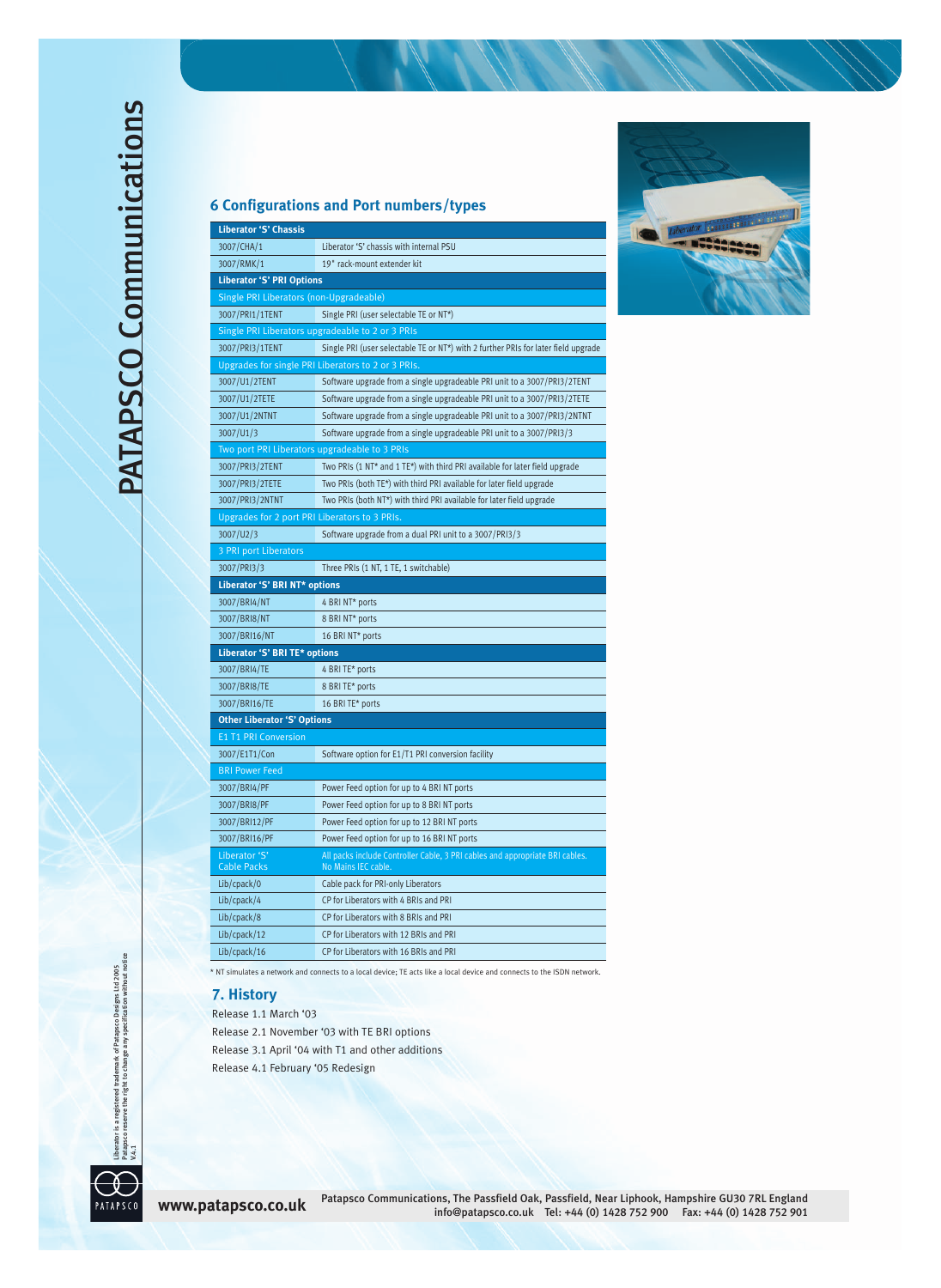## 6 Configurations and Port numbers/types

| | |
|---|---|
| **Liberator 'S' Chassis** | |
| 3007/CHA/1 | Liberator 'S' chassis with internal PSU |
| 3007/RMK/1 | 19" rack-mount extender kit |
| **Liberator 'S' PRI Options** | |
| Single PRI Liberators (non-Upgradeable) | |
| 3007/PRI1/1TENT | Single PRI (user selectable TE or NT*) |
| Single PRI Liberators upgradeable to 2 or 3 PRIs | |
| 3007/PRI3/1TENT | Single PRI (user selectable TE or NT*) with 2 further PRIs for later field upgrade |
| Upgrades for single PRI Liberators to 2 or 3 PRIs. | |
| 3007/U1/2TENT | Software upgrade from a single upgradeable PRI unit to a 3007/PRI3/2TENT |
| 3007/U1/2TETE | Software upgrade from a single upgradeable PRI unit to a 3007/PRI3/2TETE |
| 3007/U1/2NTNT | Software upgrade from a single upgradeable PRI unit to a 3007/PRI3/2NTNT |
| 3007/U1/3 | Software upgrade from a single upgradeable PRI unit to a 3007/PRI3/3 |
| Two port PRI Liberators upgradeable to 3 PRIs | |
| 3007/PRI3/2TENT | Two PRIs (1 NT* and 1 TE*) with third PRI available for later field upgrade |
| 3007/PRI3/2TETE | Two PRIs (both TE*) with third PRI available for later field upgrade |
| 3007/PRI3/2NTNT | Two PRIs (both NT*) with third PRI available for later field upgrade |
| Upgrades for 2 port PRI Liberators to 3 PRIs. | |
| 3007/U2/3 | Software upgrade from a dual PRI unit to a 3007/PRI3/3 |
| 3 PRI port Liberators | |
| 3007/PRI3/3 | Three PRIs (1 NT, 1 TE, 1 switchable) |
| **Liberator 'S' BRI NT* options** | |
| 3007/BRI4/NT | 4 BRI NT* ports |
| 3007/BRI8/NT | 8 BRI NT* ports |
| 3007/BRI16/NT | 16 BRI NT* ports |
| **Liberator 'S' BRI TE* options** | |
| 3007/BRI4/TE | 4 BRI TE* ports |
| 3007/BRI8/TE | 8 BRI TE* ports |
| 3007/BRI16/TE | 16 BRI TE* ports |
| **Other Liberator 'S' Options** | |
| E1 T1 PRI Conversion | |
| 3007/E1T1/Con | Software option for E1/T1 PRI conversion facility |
| BRI Power Feed | |
| 3007/BRI4/PF | Power Feed option for up to 4 BRI NT ports |
| 3007/BRI8/PF | Power Feed option for up to 8 BRI NT ports |
| 3007/BRI12/PF | Power Feed option for up to 12 BRI NT ports |
| 3007/BRI16/PF | Power Feed option for up to 16 BRI NT ports |
| Liberator 'S' Cable Packs | All packs include Controller Cable, 3 PRI cables and appropriate BRI cables. No Mains IEC cable. |
| Lib/cpack/0 | Cable pack for PRI-only Liberators |
| Lib/cpack/4 | CP for Liberators with 4 BRIs and PRI |
| Lib/cpack/8 | CP for Liberators with 8 BRIs and PRI |
| Lib/cpack/12 | CP for Liberators with 12 BRIs and PRI |
| Lib/cpack/16 | CP for Liberators with 16 BRIs and PRI |

* NT simulates a network and connects to a local device; TE acts like a local device and connects to the ISDN network.

## 7. History

Release 1.1 March '03

Release 2.1 November '03 with TE BRI options

Release 3.1 April '04 with T1 and other additions

Release 4.1 February '05 Redesign

Liberator is a registered trademark of Patapsco Designs Ltd 2005
Patapsco reserve the right to change any specification without notice
V4.1

www.patapsco.co.uk

Patapsco Communications, The Passfield Oak, Passfield, Near Liphook, Hampshire GU30 7RL England
info@patapsco.co.uk Tel: +44 (0) 1428 752 900 Fax: +44 (0) 1428 752 901